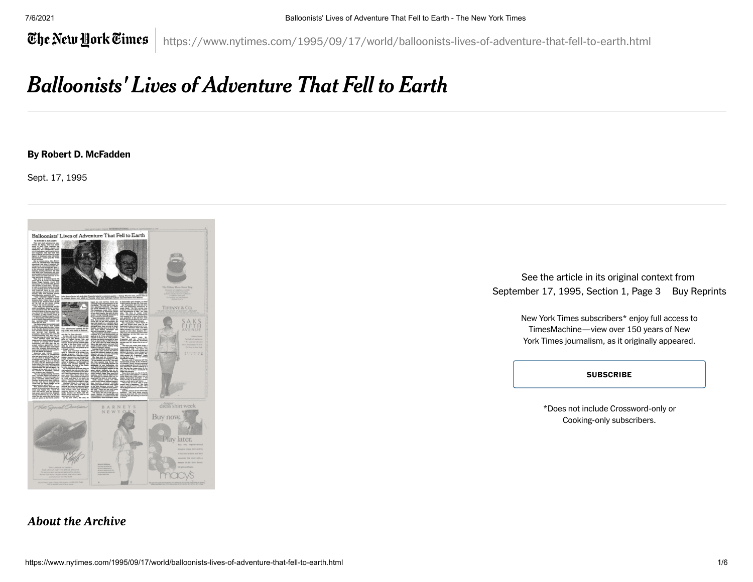https://www.nytimes.com/1995/09/17/world/balloonists-lives-of-adventure-that-fell-to-earth.html

# *Balloonists' Lives of Adventure That Fell to Earth*

**By Robert D. McFadden**

Sept. 17, 1995

See the article in its original context from September 17, 1995, Section 1, Page 3 Buy Reprints

New York Times subscribers* enjoy full access to TimesMachine—view over 150 years of New York Times journalism, as it originally appeared.

**SUBSCRIBE**

*Does not include Crossword-only or Cooking-only subscribers.

## *About the Archive*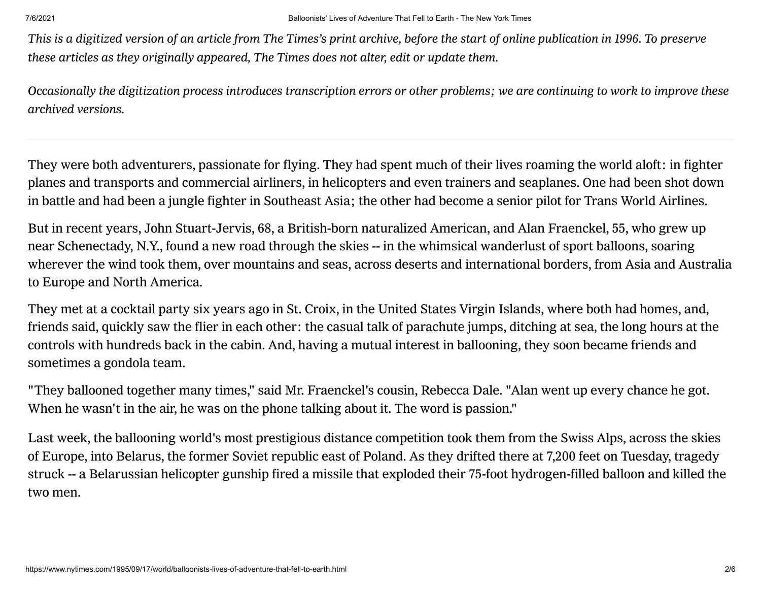*This is a digitized version of an article from The Times's print archive, before the start of online publication in 1996. To preserve these articles as they originally appeared, The Times does not alter, edit or update them.*

*Occasionally the digitization process introduces transcription errors or other problems; we are continuing to work to improve these archived versions.*

---

They were both adventurers, passionate for flying. They had spent much of their lives roaming the world aloft: in fighter planes and transports and commercial airliners, in helicopters and even trainers and seaplanes. One had been shot down in battle and had been a jungle fighter in Southeast Asia; the other had become a senior pilot for Trans World Airlines.

But in recent years, John Stuart-Jervis, 68, a British-born naturalized American, and Alan Fraenckel, 55, who grew up near Schenectady, N.Y., found a new road through the skies -- in the whimsical wanderlust of sport balloons, soaring wherever the wind took them, over mountains and seas, across deserts and international borders, from Asia and Australia to Europe and North America.

They met at a cocktail party six years ago in St. Croix, in the United States Virgin Islands, where both had homes, and, friends said, quickly saw the flier in each other: the casual talk of parachute jumps, ditching at sea, the long hours at the controls with hundreds back in the cabin. And, having a mutual interest in ballooning, they soon became friends and sometimes a gondola team.

"They ballooned together many times," said Mr. Fraenckel's cousin, Rebecca Dale. "Alan went up every chance he got. When he wasn't in the air, he was on the phone talking about it. The word is passion."

Last week, the ballooning world's most prestigious distance competition took them from the Swiss Alps, across the skies of Europe, into Belarus, the former Soviet republic east of Poland. As they drifted there at 7,200 feet on Tuesday, tragedy struck -- a Belarussian helicopter gunship fired a missile that exploded their 75-foot hydrogen-filled balloon and killed the two men.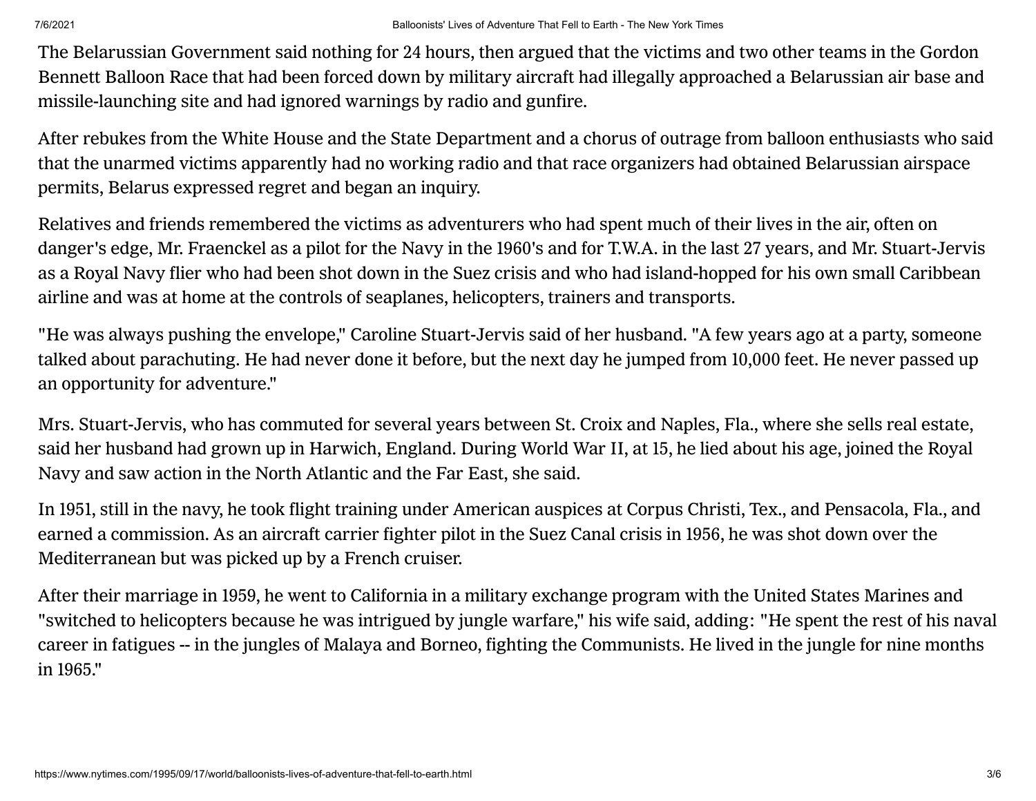The Belarussian Government said nothing for 24 hours, then argued that the victims and two other teams in the Gordon Bennett Balloon Race that had been forced down by military aircraft had illegally approached a Belarussian air base and missile-launching site and had ignored warnings by radio and gunfire.

After rebukes from the White House and the State Department and a chorus of outrage from balloon enthusiasts who said that the unarmed victims apparently had no working radio and that race organizers had obtained Belarussian airspace permits, Belarus expressed regret and began an inquiry.

Relatives and friends remembered the victims as adventurers who had spent much of their lives in the air, often on danger's edge, Mr. Fraenckel as a pilot for the Navy in the 1960's and for T.W.A. in the last 27 years, and Mr. Stuart-Jervis as a Royal Navy flier who had been shot down in the Suez crisis and who had island-hopped for his own small Caribbean airline and was at home at the controls of seaplanes, helicopters, trainers and transports.

"He was always pushing the envelope," Caroline Stuart-Jervis said of her husband. "A few years ago at a party, someone talked about parachuting. He had never done it before, but the next day he jumped from 10,000 feet. He never passed up an opportunity for adventure."

Mrs. Stuart-Jervis, who has commuted for several years between St. Croix and Naples, Fla., where she sells real estate, said her husband had grown up in Harwich, England. During World War II, at 15, he lied about his age, joined the Royal Navy and saw action in the North Atlantic and the Far East, she said.

In 1951, still in the navy, he took flight training under American auspices at Corpus Christi, Tex., and Pensacola, Fla., and earned a commission. As an aircraft carrier fighter pilot in the Suez Canal crisis in 1956, he was shot down over the Mediterranean but was picked up by a French cruiser.

After their marriage in 1959, he went to California in a military exchange program with the United States Marines and "switched to helicopters because he was intrigued by jungle warfare," his wife said, adding: "He spent the rest of his naval career in fatigues -- in the jungles of Malaya and Borneo, fighting the Communists. He lived in the jungle for nine months in 1965."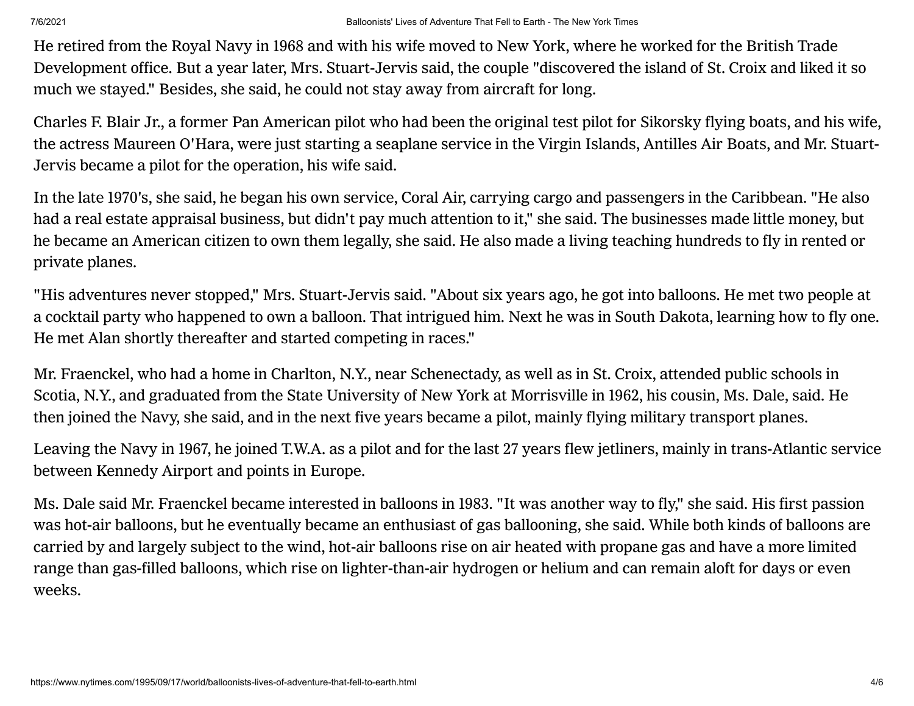He retired from the Royal Navy in 1968 and with his wife moved to New York, where he worked for the British Trade Development office. But a year later, Mrs. Stuart-Jervis said, the couple "discovered the island of St. Croix and liked it so much we stayed." Besides, she said, he could not stay away from aircraft for long.

Charles F. Blair Jr., a former Pan American pilot who had been the original test pilot for Sikorsky flying boats, and his wife, the actress Maureen O'Hara, were just starting a seaplane service in the Virgin Islands, Antilles Air Boats, and Mr. Stuart-Jervis became a pilot for the operation, his wife said.

In the late 1970's, she said, he began his own service, Coral Air, carrying cargo and passengers in the Caribbean. "He also had a real estate appraisal business, but didn't pay much attention to it," she said. The businesses made little money, but he became an American citizen to own them legally, she said. He also made a living teaching hundreds to fly in rented or private planes.

"His adventures never stopped," Mrs. Stuart-Jervis said. "About six years ago, he got into balloons. He met two people at a cocktail party who happened to own a balloon. That intrigued him. Next he was in South Dakota, learning how to fly one. He met Alan shortly thereafter and started competing in races."

Mr. Fraenckel, who had a home in Charlton, N.Y., near Schenectady, as well as in St. Croix, attended public schools in Scotia, N.Y., and graduated from the State University of New York at Morrisville in 1962, his cousin, Ms. Dale, said. He then joined the Navy, she said, and in the next five years became a pilot, mainly flying military transport planes.

Leaving the Navy in 1967, he joined T.W.A. as a pilot and for the last 27 years flew jetliners, mainly in trans-Atlantic service between Kennedy Airport and points in Europe.

Ms. Dale said Mr. Fraenckel became interested in balloons in 1983. "It was another way to fly," she said. His first passion was hot-air balloons, but he eventually became an enthusiast of gas ballooning, she said. While both kinds of balloons are carried by and largely subject to the wind, hot-air balloons rise on air heated with propane gas and have a more limited range than gas-filled balloons, which rise on lighter-than-air hydrogen or helium and can remain aloft for days or even weeks.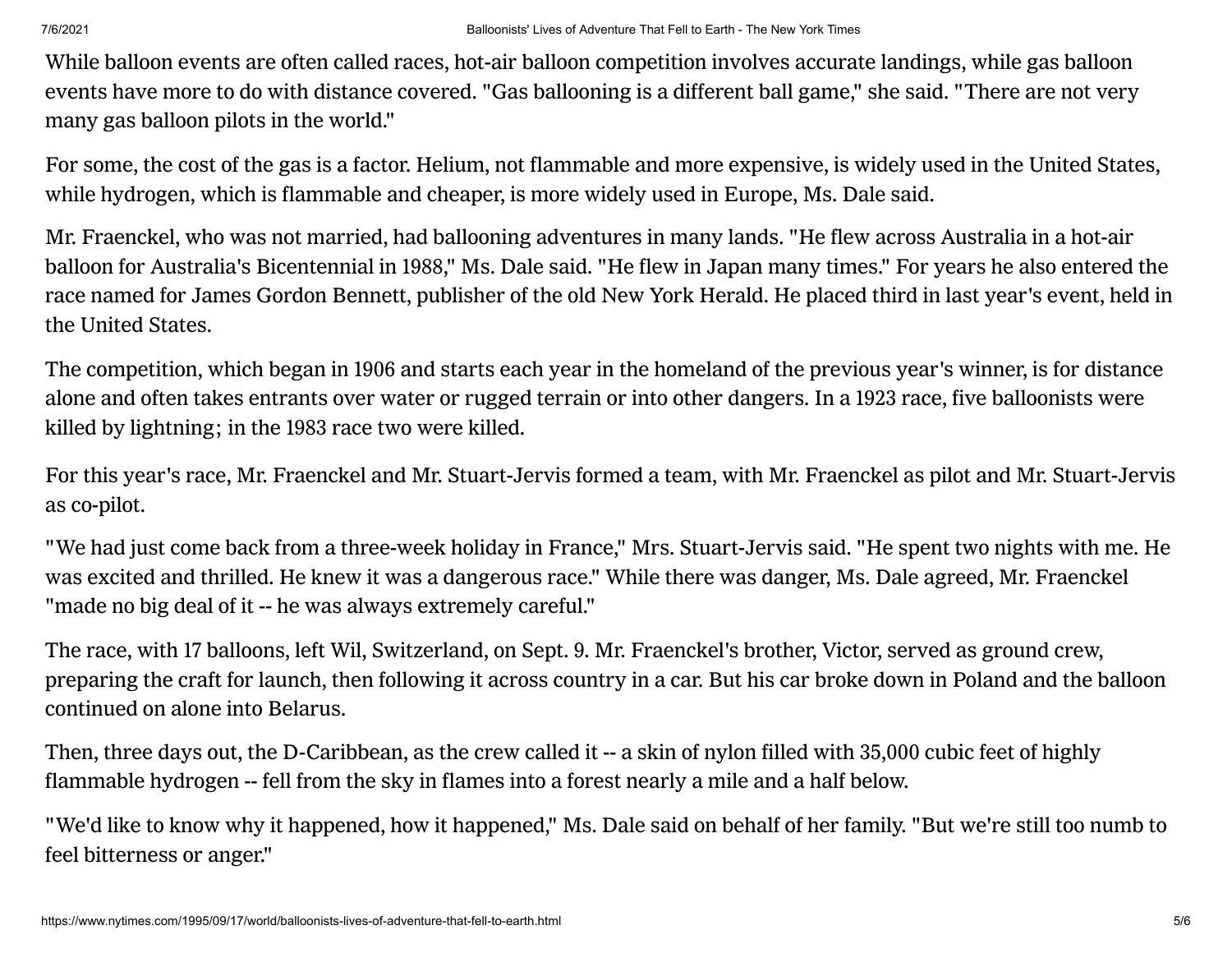While balloon events are often called races, hot-air balloon competition involves accurate landings, while gas balloon events have more to do with distance covered. "Gas ballooning is a different ball game," she said. "There are not very many gas balloon pilots in the world."

For some, the cost of the gas is a factor. Helium, not flammable and more expensive, is widely used in the United States, while hydrogen, which is flammable and cheaper, is more widely used in Europe, Ms. Dale said.

Mr. Fraenckel, who was not married, had ballooning adventures in many lands. "He flew across Australia in a hot-air balloon for Australia's Bicentennial in 1988," Ms. Dale said. "He flew in Japan many times." For years he also entered the race named for James Gordon Bennett, publisher of the old New York Herald. He placed third in last year's event, held in the United States.

The competition, which began in 1906 and starts each year in the homeland of the previous year's winner, is for distance alone and often takes entrants over water or rugged terrain or into other dangers. In a 1923 race, five balloonists were killed by lightning; in the 1983 race two were killed.

For this year's race, Mr. Fraenckel and Mr. Stuart-Jervis formed a team, with Mr. Fraenckel as pilot and Mr. Stuart-Jervis as co-pilot.

"We had just come back from a three-week holiday in France," Mrs. Stuart-Jervis said. "He spent two nights with me. He was excited and thrilled. He knew it was a dangerous race." While there was danger, Ms. Dale agreed, Mr. Fraenckel "made no big deal of it -- he was always extremely careful."

The race, with 17 balloons, left Wil, Switzerland, on Sept. 9. Mr. Fraenckel's brother, Victor, served as ground crew, preparing the craft for launch, then following it across country in a car. But his car broke down in Poland and the balloon continued on alone into Belarus.

Then, three days out, the D-Caribbean, as the crew called it -- a skin of nylon filled with 35,000 cubic feet of highly flammable hydrogen -- fell from the sky in flames into a forest nearly a mile and a half below.

"We'd like to know why it happened, how it happened," Ms. Dale said on behalf of her family. "But we're still too numb to feel bitterness or anger."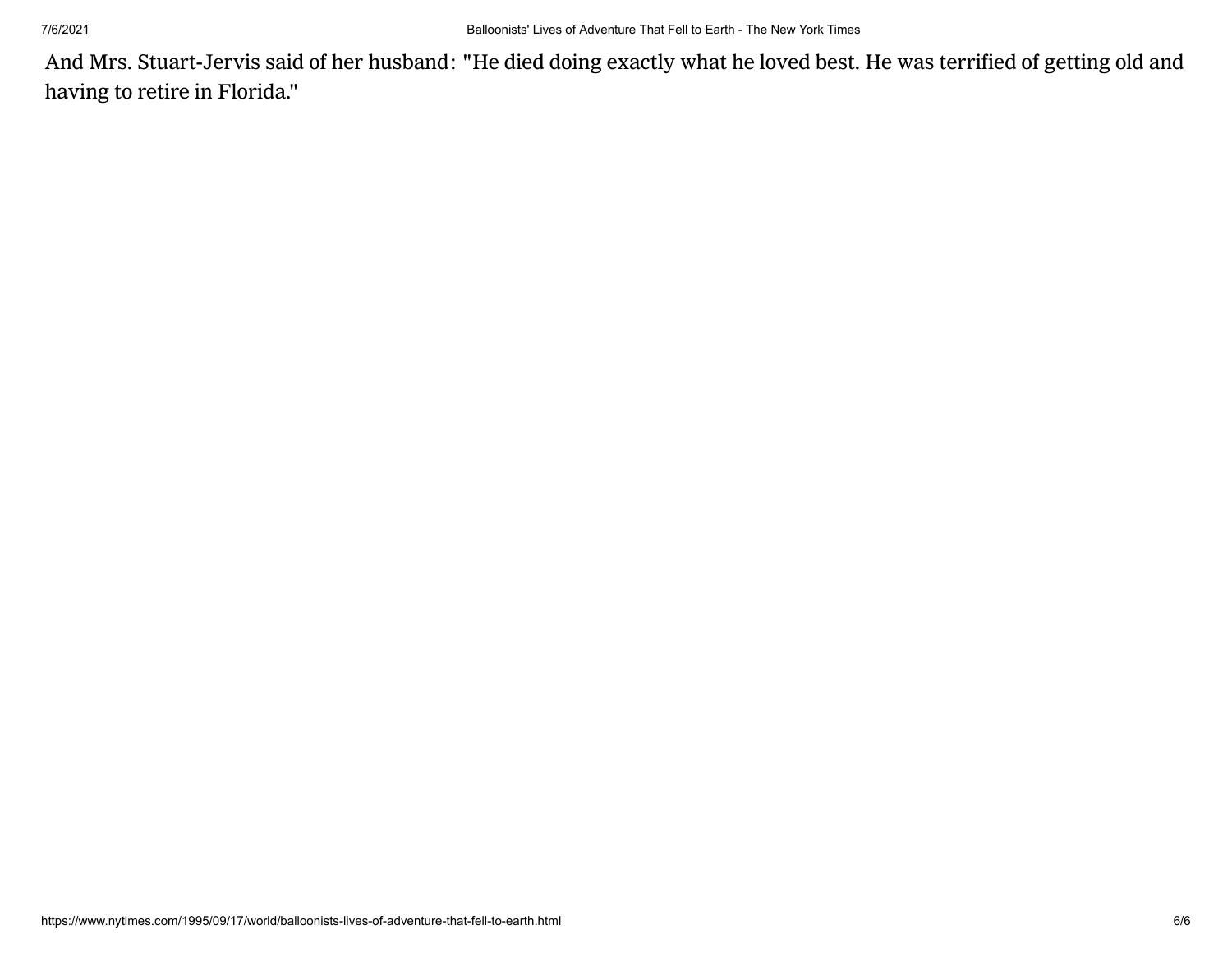And Mrs. Stuart-Jervis said of her husband: "He died doing exactly what he loved best. He was terrified of getting old and having to retire in Florida."